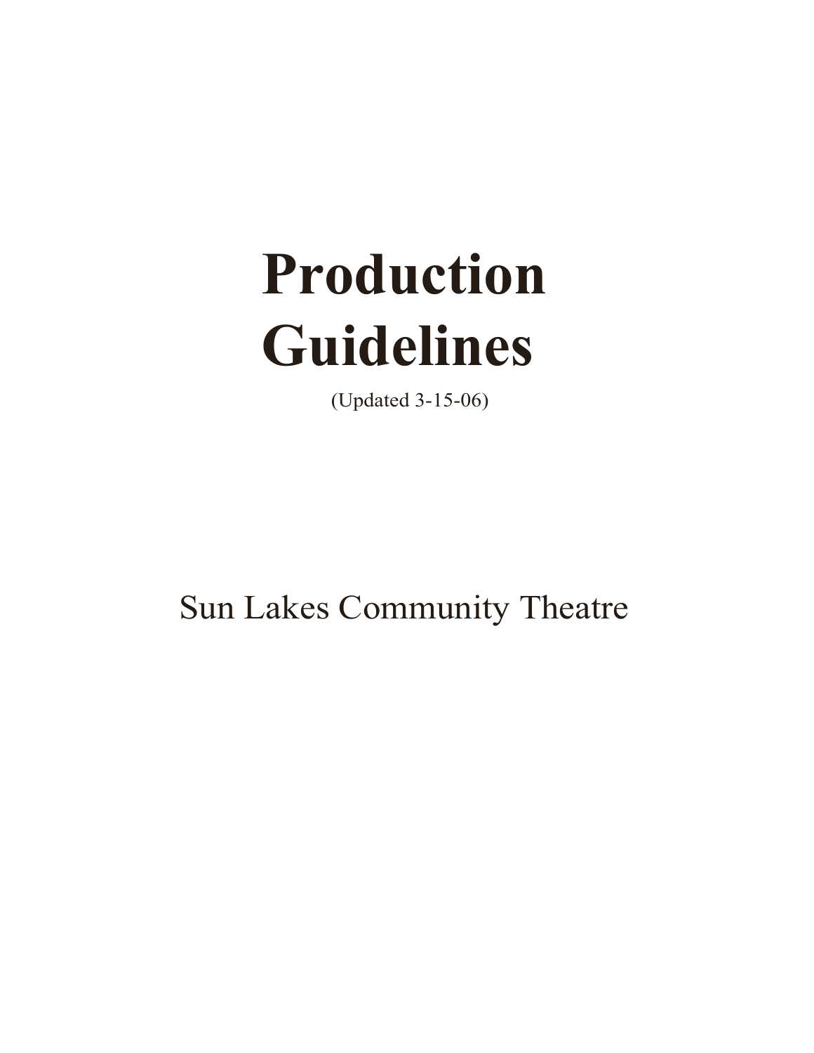# Production Guidelines

(Updated 3-15-06)

Sun Lakes Community Theatre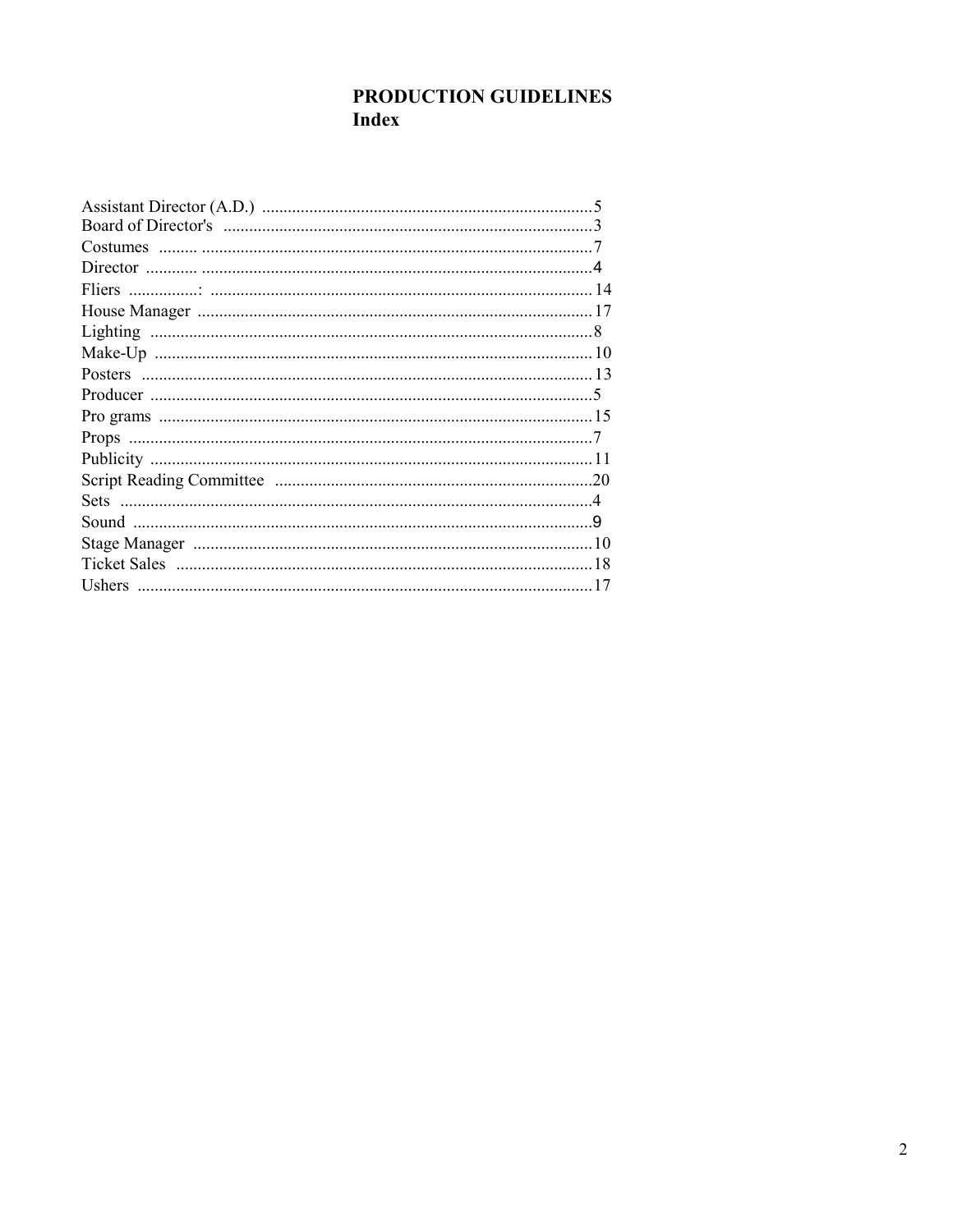# PRODUCTION GUIDELINES
## Index

Assistant Director (A.D.) ............................................................................5
Board of Director's ......................................................................................3
Costumes ......... ...........................................................................................7
Director ............ ...........................................................................................4
Fliers ................: ........................................................................................14
House Manager ............................................................................................17
Lighting .......................................................................................................8
Make-Up ......................................................................................................10
Posters .........................................................................................................13
Producer .......................................................................................................5
Pro grams .....................................................................................................15
Props ............................................................................................................7
Publicity .......................................................................................................11
Script Reading Committee ..........................................................................20
Sets ...............................................................................................................4
Sound ...........................................................................................................9
Stage Manager .............................................................................................10
Ticket Sales .................................................................................................18
Ushers ..........................................................................................................17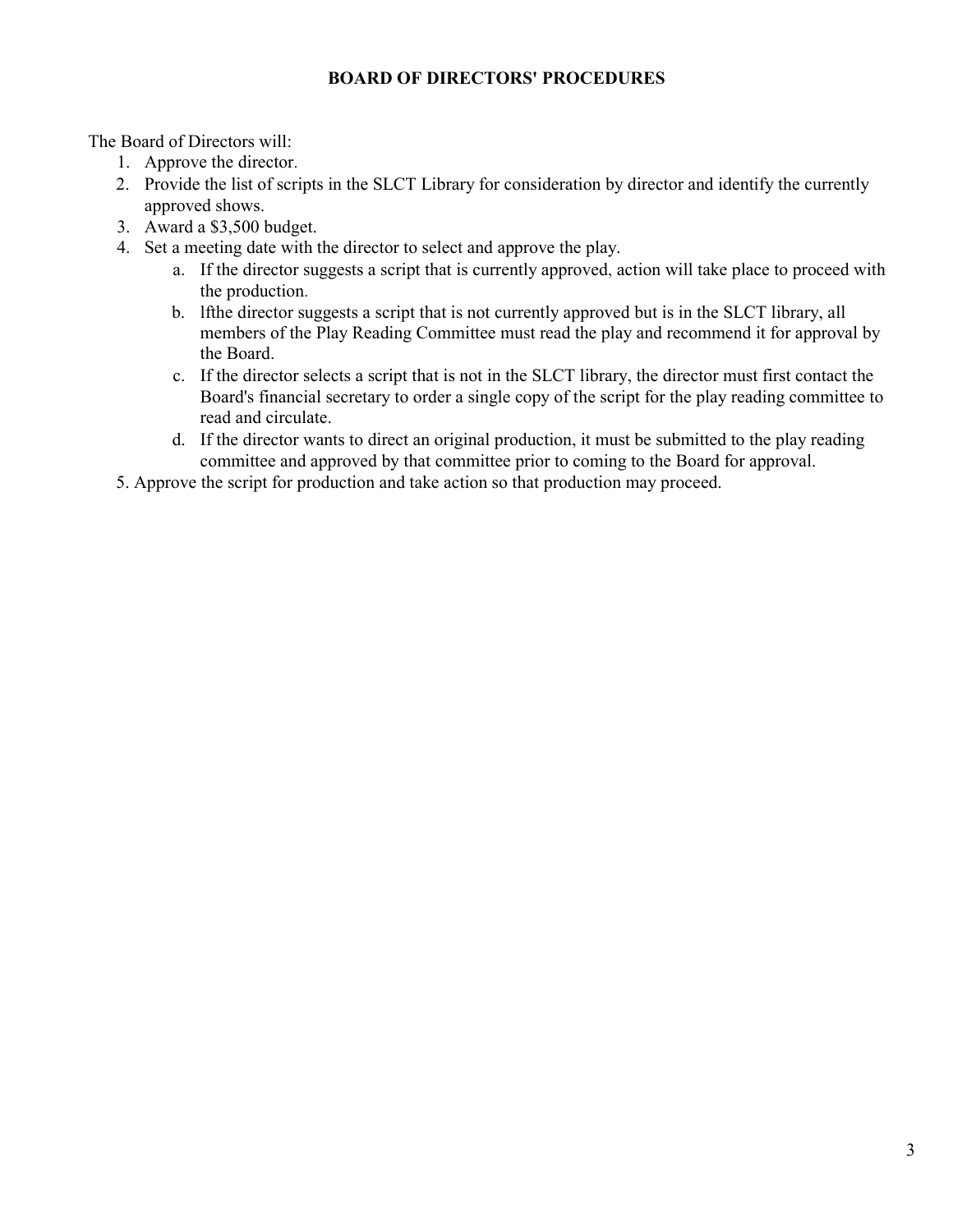**BOARD OF DIRECTORS' PROCEDURES**

The Board of Directors will:

1. Approve the director.
2. Provide the list of scripts in the SLCT Library for consideration by director and identify the currently approved shows.
3. Award a $3,500 budget.
4. Set a meeting date with the director to select and approve the play.
   a. If the director suggests a script that is currently approved, action will take place to proceed with the production.
   b. lfthe director suggests a script that is not currently approved but is in the SLCT library, all members of the Play Reading Committee must read the play and recommend it for approval by the Board.
   c. If the director selects a script that is not in the SLCT library, the director must first contact the Board's financial secretary to order a single copy of the script for the play reading committee to read and circulate.
   d. If the director wants to direct an original production, it must be submitted to the play reading committee and approved by that committee prior to coming to the Board for approval.
5. Approve the script for production and take action so that production may proceed.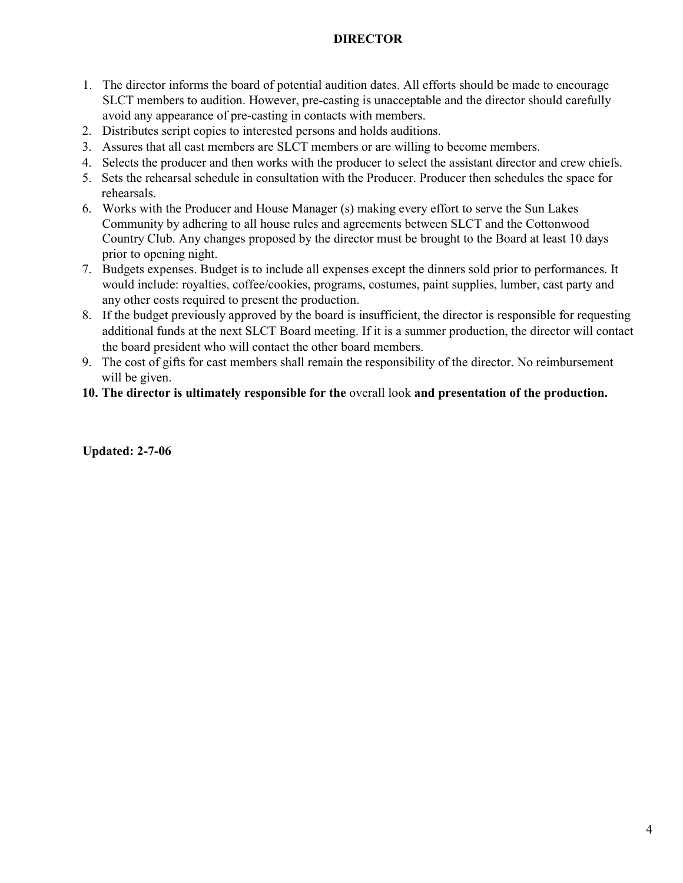# DIRECTOR

1. The director informs the board of potential audition dates. All efforts should be made to encourage SLCT members to audition. However, pre-casting is unacceptable and the director should carefully avoid any appearance of pre-casting in contacts with members.
2. Distributes script copies to interested persons and holds auditions.
3. Assures that all cast members are SLCT members or are willing to become members.
4. Selects the producer and then works with the producer to select the assistant director and crew chiefs.
5. Sets the rehearsal schedule in consultation with the Producer. Producer then schedules the space for rehearsals.
6. Works with the Producer and House Manager (s) making every effort to serve the Sun Lakes Community by adhering to all house rules and agreements between SLCT and the Cottonwood Country Club. Any changes proposed by the director must be brought to the Board at least 10 days prior to opening night.
7. Budgets expenses. Budget is to include all expenses except the dinners sold prior to performances. It would include: royalties, coffee/cookies, programs, costumes, paint supplies, lumber, cast party and any other costs required to present the production.
8. If the budget previously approved by the board is insufficient, the director is responsible for requesting additional funds at the next SLCT Board meeting. If it is a summer production, the director will contact the board president who will contact the other board members.
9. The cost of gifts for cast members shall remain the responsibility of the director. No reimbursement will be given.
10. **The director is ultimately responsible for the** overall look **and presentation of the production.**

**Updated: 2-7-06**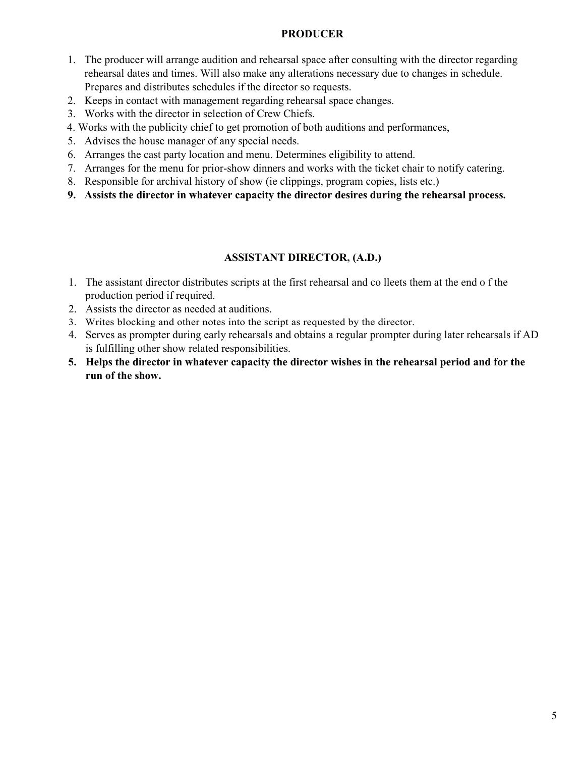## PRODUCER

1. The producer will arrange audition and rehearsal space after consulting with the director regarding rehearsal dates and times. Will also make any alterations necessary due to changes in schedule. Prepares and distributes schedules if the director so requests.
2. Keeps in contact with management regarding rehearsal space changes.
3. Works with the director in selection of Crew Chiefs.
4. Works with the publicity chief to get promotion of both auditions and performances,
5. Advises the house manager of any special needs.
6. Arranges the cast party location and menu. Determines eligibility to attend.
7. Arranges for the menu for prior-show dinners and works with the ticket chair to notify catering.
8. Responsible for archival history of show (ie clippings, program copies, lists etc.)
9. **Assists the director in whatever capacity the director desires during the rehearsal process.**

## ASSISTANT DIRECTOR, (A.D.)

1. The assistant director distributes scripts at the first rehearsal and co lleets them at the end o f the production period if required.
2. Assists the director as needed at auditions.
3. Writes blocking and other notes into the script as requested by the director.
4. Serves as prompter during early rehearsals and obtains a regular prompter during later rehearsals if AD is fulfilling other show related responsibilities.
5. **Helps the director in whatever capacity the director wishes in the rehearsal period and for the run of the show.**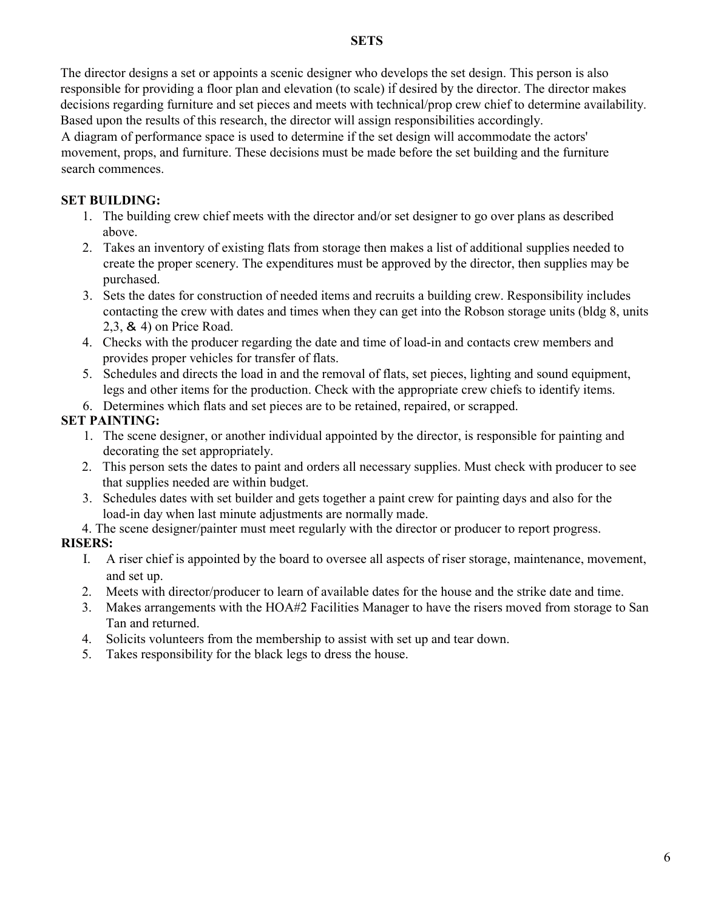# SETS

The director designs a set or appoints a scenic designer who develops the set design. This person is also responsible for providing a floor plan and elevation (to scale) if desired by the director. The director makes decisions regarding furniture and set pieces and meets with technical/prop crew chief to determine availability. Based upon the results of this research, the director will assign responsibilities accordingly.
A diagram of performance space is used to determine if the set design will accommodate the actors' movement, props, and furniture. These decisions must be made before the set building and the furniture search commences.

**SET BUILDING:**

1. The building crew chief meets with the director and/or set designer to go over plans as described above.
2. Takes an inventory of existing flats from storage then makes a list of additional supplies needed to create the proper scenery. The expenditures must be approved by the director, then supplies may be purchased.
3. Sets the dates for construction of needed items and recruits a building crew. Responsibility includes contacting the crew with dates and times when they can get into the Robson storage units (bldg 8, units 2,3, & 4) on Price Road.
4. Checks with the producer regarding the date and time of load-in and contacts crew members and provides proper vehicles for transfer of flats.
5. Schedules and directs the load in and the removal of flats, set pieces, lighting and sound equipment, legs and other items for the production. Check with the appropriate crew chiefs to identify items.
6. Determines which flats and set pieces are to be retained, repaired, or scrapped.

**SET PAINTING:**

1. The scene designer, or another individual appointed by the director, is responsible for painting and decorating the set appropriately.
2. This person sets the dates to paint and orders all necessary supplies. Must check with producer to see that supplies needed are within budget.
3. Schedules dates with set builder and gets together a paint crew for painting days and also for the load-in day when last minute adjustments are normally made.
4. The scene designer/painter must meet regularly with the director or producer to report progress.

**RISERS:**

I. A riser chief is appointed by the board to oversee all aspects of riser storage, maintenance, movement, and set up.
2. Meets with director/producer to learn of available dates for the house and the strike date and time.
3. Makes arrangements with the HOA#2 Facilities Manager to have the risers moved from storage to San Tan and returned.
4. Solicits volunteers from the membership to assist with set up and tear down.
5. Takes responsibility for the black legs to dress the house.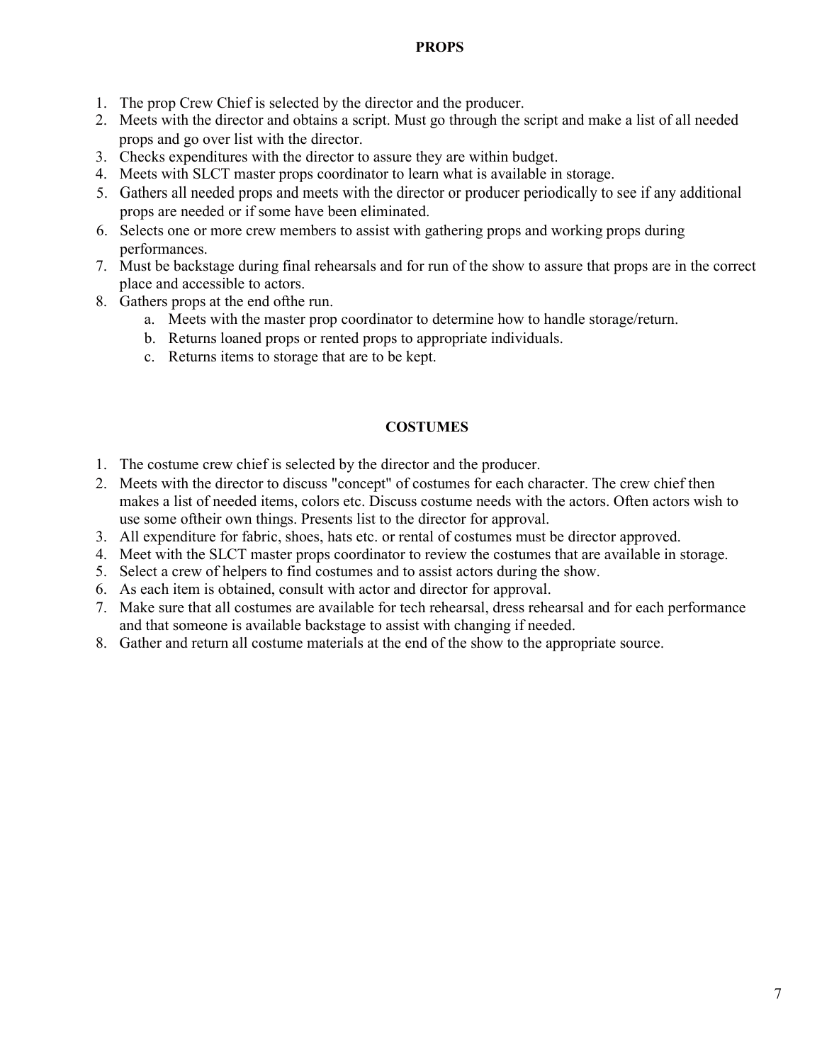## PROPS

1. The prop Crew Chief is selected by the director and the producer.
2. Meets with the director and obtains a script. Must go through the script and make a list of all needed props and go over list with the director.
3. Checks expenditures with the director to assure they are within budget.
4. Meets with SLCT master props coordinator to learn what is available in storage.
5. Gathers all needed props and meets with the director or producer periodically to see if any additional props are needed or if some have been eliminated.
6. Selects one or more crew members to assist with gathering props and working props during performances.
7. Must be backstage during final rehearsals and for run of the show to assure that props are in the correct place and accessible to actors.
8. Gathers props at the end ofthe run.
   a. Meets with the master prop coordinator to determine how to handle storage/return.
   b. Returns loaned props or rented props to appropriate individuals.
   c. Returns items to storage that are to be kept.

## COSTUMES

1. The costume crew chief is selected by the director and the producer.
2. Meets with the director to discuss "concept" of costumes for each character. The crew chief then makes a list of needed items, colors etc. Discuss costume needs with the actors. Often actors wish to use some oftheir own things. Presents list to the director for approval.
3. All expenditure for fabric, shoes, hats etc. or rental of costumes must be director approved.
4. Meet with the SLCT master props coordinator to review the costumes that are available in storage.
5. Select a crew of helpers to find costumes and to assist actors during the show.
6. As each item is obtained, consult with actor and director for approval.
7. Make sure that all costumes are available for tech rehearsal, dress rehearsal and for each performance and that someone is available backstage to assist with changing if needed.
8. Gather and return all costume materials at the end of the show to the appropriate source.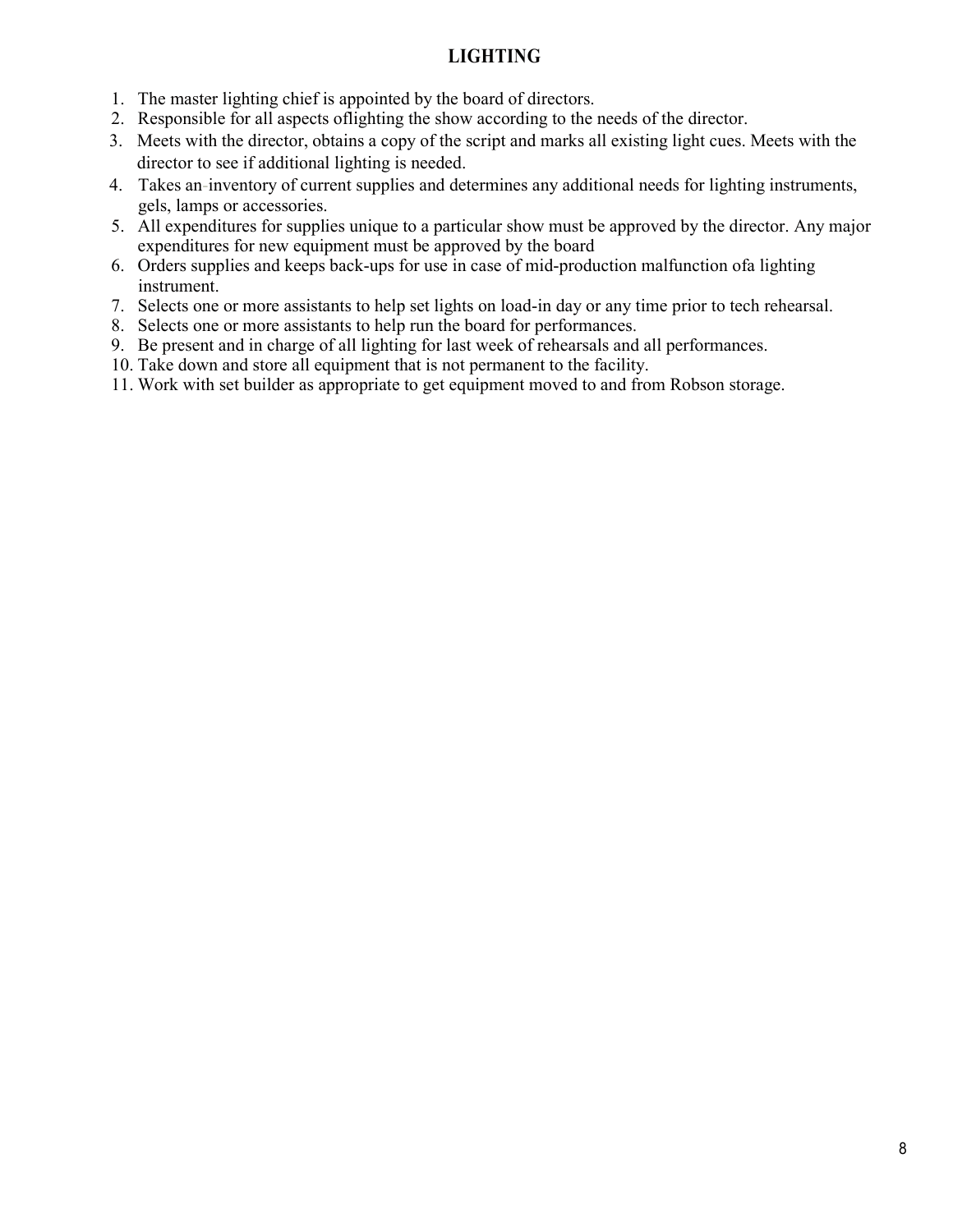## LIGHTING

1. The master lighting chief is appointed by the board of directors.
2. Responsible for all aspects oflighting the show according to the needs of the director.
3. Meets with the director, obtains a copy of the script and marks all existing light cues. Meets with the director to see if additional lighting is needed.
4. Takes an inventory of current supplies and determines any additional needs for lighting instruments, gels, lamps or accessories.
5. All expenditures for supplies unique to a particular show must be approved by the director. Any major expenditures for new equipment must be approved by the board
6. Orders supplies and keeps back-ups for use in case of mid-production malfunction ofa lighting instrument.
7. Selects one or more assistants to help set lights on load-in day or any time prior to tech rehearsal.
8. Selects one or more assistants to help run the board for performances.
9. Be present and in charge of all lighting for last week of rehearsals and all performances.
10. Take down and store all equipment that is not permanent to the facility.
11. Work with set builder as appropriate to get equipment moved to and from Robson storage.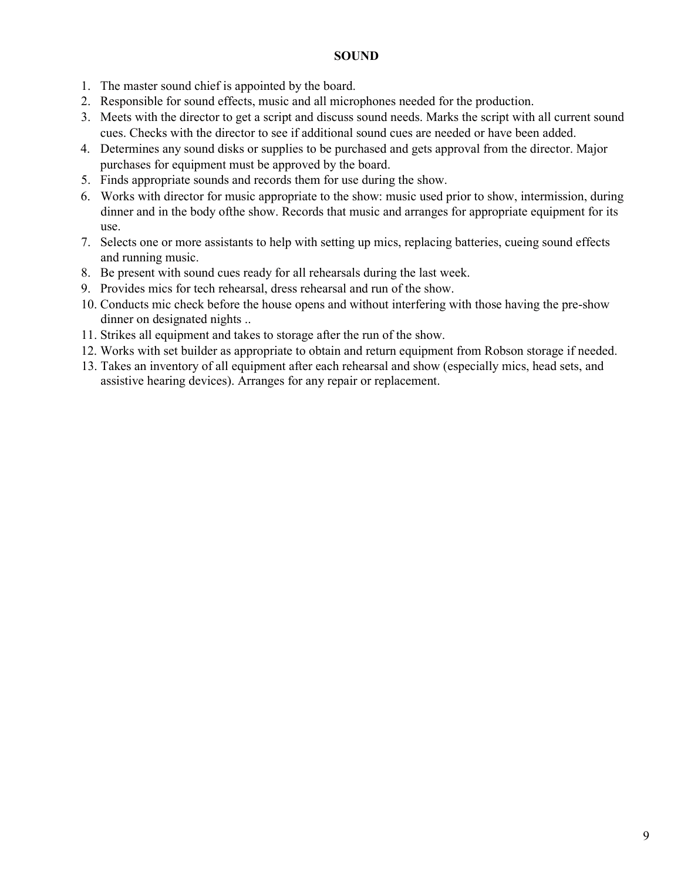## SOUND

1. The master sound chief is appointed by the board.
2. Responsible for sound effects, music and all microphones needed for the production.
3. Meets with the director to get a script and discuss sound needs. Marks the script with all current sound cues. Checks with the director to see if additional sound cues are needed or have been added.
4. Determines any sound disks or supplies to be purchased and gets approval from the director. Major purchases for equipment must be approved by the board.
5. Finds appropriate sounds and records them for use during the show.
6. Works with director for music appropriate to the show: music used prior to show, intermission, during dinner and in the body ofthe show. Records that music and arranges for appropriate equipment for its use.
7. Selects one or more assistants to help with setting up mics, replacing batteries, cueing sound effects and running music.
8. Be present with sound cues ready for all rehearsals during the last week.
9. Provides mics for tech rehearsal, dress rehearsal and run of the show.
10. Conducts mic check before the house opens and without interfering with those having the pre-show dinner on designated nights ..
11. Strikes all equipment and takes to storage after the run of the show.
12. Works with set builder as appropriate to obtain and return equipment from Robson storage if needed.
13. Takes an inventory of all equipment after each rehearsal and show (especially mics, head sets, and assistive hearing devices). Arranges for any repair or replacement.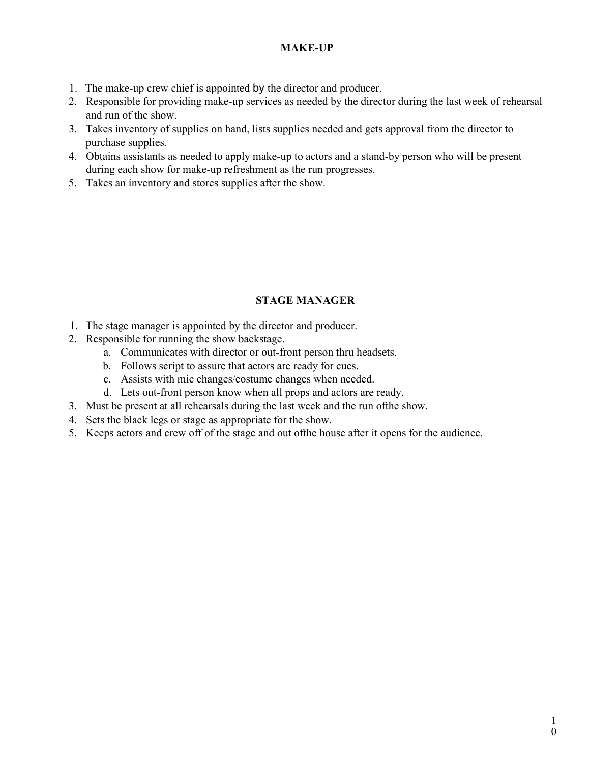## MAKE-UP

1. The make-up crew chief is appointed by the director and producer.
2. Responsible for providing make-up services as needed by the director during the last week of rehearsal and run of the show.
3. Takes inventory of supplies on hand, lists supplies needed and gets approval from the director to purchase supplies.
4. Obtains assistants as needed to apply make-up to actors and a stand-by person who will be present during each show for make-up refreshment as the run progresses.
5. Takes an inventory and stores supplies after the show.

## STAGE MANAGER

1. The stage manager is appointed by the director and producer.
2. Responsible for running the show backstage.
   a. Communicates with director or out-front person thru headsets.
   b. Follows script to assure that actors are ready for cues.
   c. Assists with mic changes/costume changes when needed.
   d. Lets out-front person know when all props and actors are ready.
3. Must be present at all rehearsals during the last week and the run ofthe show.
4. Sets the black legs or stage as appropriate for the show.
5. Keeps actors and crew off of the stage and out ofthe house after it opens for the audience.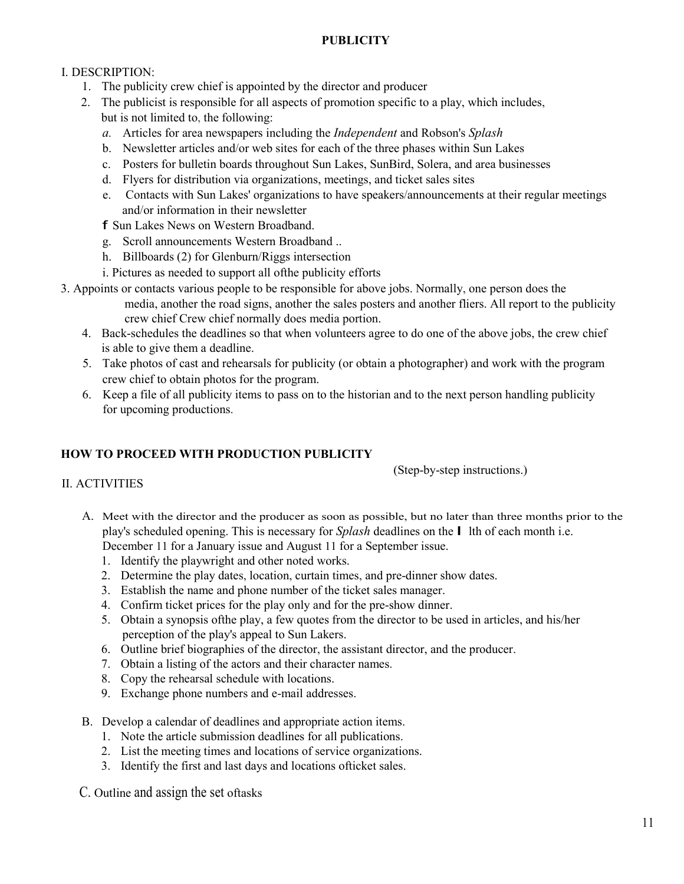# PUBLICITY

I. DESCRIPTION:

1. The publicity crew chief is appointed by the director and producer
2. The publicist is responsible for all aspects of promotion specific to a play, which includes, but is not limited to, the following:
   - *a.* Articles for area newspapers including the *Independent* and Robson's *Splash*
   - b. Newsletter articles and/or web sites for each of the three phases within Sun Lakes
   - c. Posters for bulletin boards throughout Sun Lakes, SunBird, Solera, and area businesses
   - d. Flyers for distribution via organizations, meetings, and ticket sales sites
   - e. Contacts with Sun Lakes' organizations to have speakers/announcements at their regular meetings and/or information in their newsletter
   - f Sun Lakes News on Western Broadband.
   - g. Scroll announcements Western Broadband ..
   - h. Billboards (2) for Glenburn/Riggs intersection
   - i. Pictures as needed to support all ofthe publicity efforts
3. Appoints or contacts various people to be responsible for above jobs. Normally, one person does the media, another the road signs, another the sales posters and another fliers. All report to the publicity crew chief Crew chief normally does media portion.
4. Back-schedules the deadlines so that when volunteers agree to do one of the above jobs, the crew chief is able to give them a deadline.
5. Take photos of cast and rehearsals for publicity (or obtain a photographer) and work with the program crew chief to obtain photos for the program.
6. Keep a file of all publicity items to pass on to the historian and to the next person handling publicity for upcoming productions.

## HOW TO PROCEED WITH PRODUCTION PUBLICITY

(Step-by-step instructions.)

II. ACTIVITIES

A. Meet with the director and the producer as soon as possible, but no later than three months prior to the play's scheduled opening. This is necessary for *Splash* deadlines on the I lth of each month i.e. December 11 for a January issue and August 11 for a September issue.

1. Identify the playwright and other noted works.
2. Determine the play dates, location, curtain times, and pre-dinner show dates.
3. Establish the name and phone number of the ticket sales manager.
4. Confirm ticket prices for the play only and for the pre-show dinner.
5. Obtain a synopsis ofthe play, a few quotes from the director to be used in articles, and his/her perception of the play's appeal to Sun Lakers.
6. Outline brief biographies of the director, the assistant director, and the producer.
7. Obtain a listing of the actors and their character names.
8. Copy the rehearsal schedule with locations.
9. Exchange phone numbers and e-mail addresses.

B. Develop a calendar of deadlines and appropriate action items.

1. Note the article submission deadlines for all publications.
2. List the meeting times and locations of service organizations.
3. Identify the first and last days and locations ofticket sales.

C. Outline and assign the set oftasks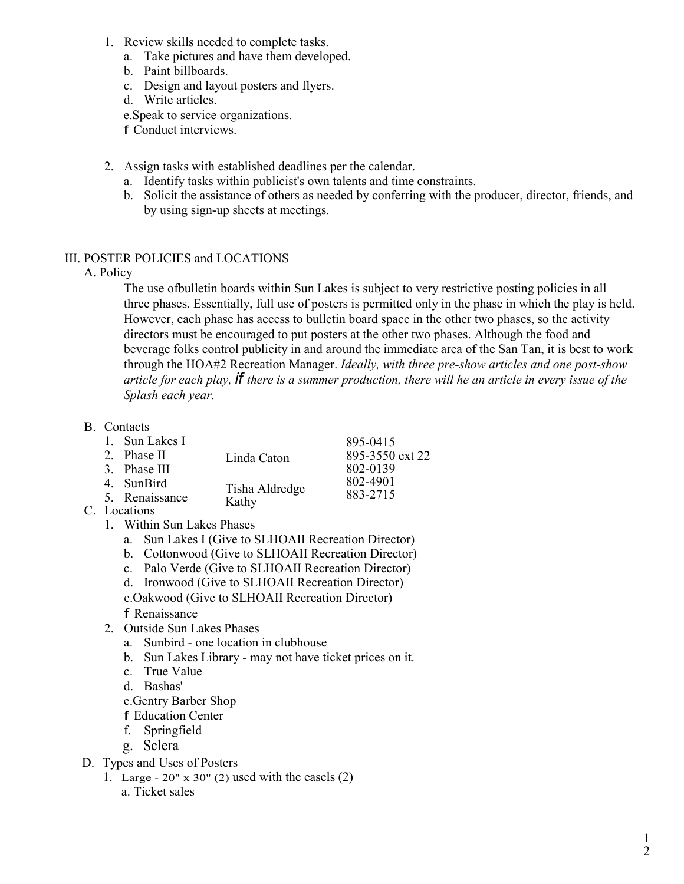1. Review skills needed to complete tasks.
   a. Take pictures and have them developed.
   b. Paint billboards.
   c. Design and layout posters and flyers.
   d. Write articles.
   e. Speak to service organizations.
   f Conduct interviews.

2. Assign tasks with established deadlines per the calendar.
   a. Identify tasks within publicist's own talents and time constraints.
   b. Solicit the assistance of others as needed by conferring with the producer, director, friends, and by using sign-up sheets at meetings.

III. POSTER POLICIES and LOCATIONS

A. Policy

The use ofbulletin boards within Sun Lakes is subject to very restrictive posting policies in all three phases. Essentially, full use of posters is permitted only in the phase in which the play is held. However, each phase has access to bulletin board space in the other two phases, so the activity directors must be encouraged to put posters at the other two phases. Although the food and beverage folks control publicity in and around the immediate area of the San Tan, it is best to work through the HOA#2 Recreation Manager. *Ideally, with three pre-show articles and one post-show article for each play, if there is a summer production, there will he an article in every issue of the Splash each year.*

B. Contacts

| | | |
|---|---|---|
| 1. Sun Lakes I | | 895-0415 |
| 2. Phase II | Linda Caton | 895-3550 ext 22 |
| 3. Phase III | | 802-0139 |
| 4. SunBird | Tisha Aldredge | 802-4901 |
| 5. Renaissance | Kathy | 883-2715 |

C. Locations

1. Within Sun Lakes Phases
   a. Sun Lakes I (Give to SLHOAII Recreation Director)
   b. Cottonwood (Give to SLHOAII Recreation Director)
   c. Palo Verde (Give to SLHOAII Recreation Director)
   d. Ironwood (Give to SLHOAII Recreation Director)
   e. Oakwood (Give to SLHOAII Recreation Director)
   f Renaissance
2. Outside Sun Lakes Phases
   a. Sunbird - one location in clubhouse
   b. Sun Lakes Library - may not have ticket prices on it.
   c. True Value
   d. Bashas'
   e. Gentry Barber Shop
   f Education Center
   f. Springfield
   g. Sclera

D. Types and Uses of Posters

1. Large - 20" x 30" (2) used with the easels (2)
   a. Ticket sales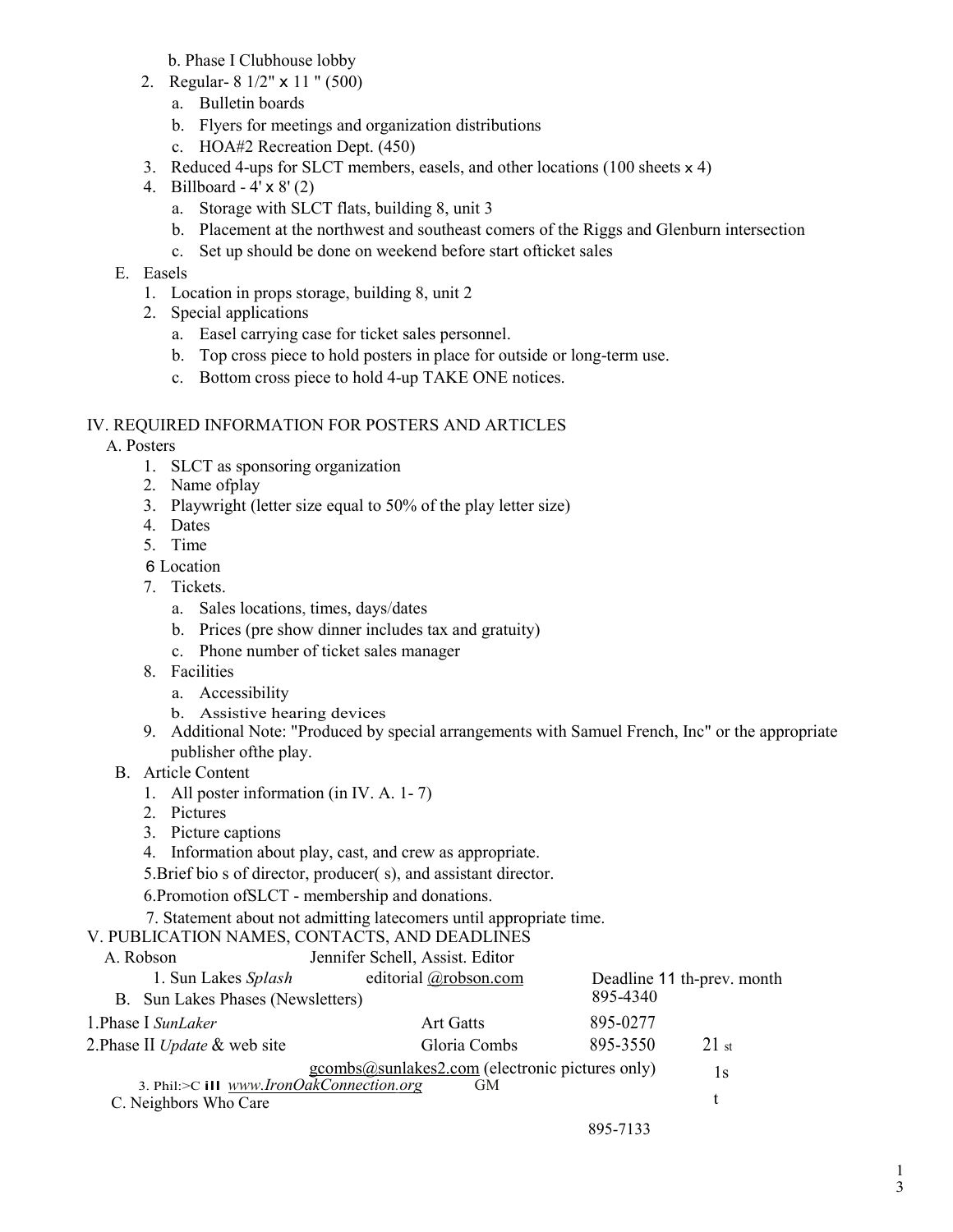b. Phase I Clubhouse lobby

2. Regular- 8 1/2" x 11 " (500)
   a. Bulletin boards
   b. Flyers for meetings and organization distributions
   c. HOA#2 Recreation Dept. (450)
3. Reduced 4-ups for SLCT members, easels, and other locations (100 sheets x 4)
4. Billboard - 4' x 8' (2)
   a. Storage with SLCT flats, building 8, unit 3
   b. Placement at the northwest and southeast comers of the Riggs and Glenburn intersection
   c. Set up should be done on weekend before start ofticket sales

E. Easels
1. Location in props storage, building 8, unit 2
2. Special applications
   a. Easel carrying case for ticket sales personnel.
   b. Top cross piece to hold posters in place for outside or long-term use.
   c. Bottom cross piece to hold 4-up TAKE ONE notices.

IV. REQUIRED INFORMATION FOR POSTERS AND ARTICLES

A. Posters
1. SLCT as sponsoring organization
2. Name ofplay
3. Playwright (letter size equal to 50% of the play letter size)
4. Dates
5. Time
6 Location
7. Tickets.
   a. Sales locations, times, days/dates
   b. Prices (pre show dinner includes tax and gratuity)
   c. Phone number of ticket sales manager
8. Facilities
   a. Accessibility
   b. Assistive hearing devices
9. Additional Note: "Produced by special arrangements with Samuel French, Inc" or the appropriate publisher ofthe play.

B. Article Content
1. All poster information (in IV. A. 1- 7)
2. Pictures
3. Picture captions
4. Information about play, cast, and crew as appropriate.
5.Brief bio s of director, producer( s), and assistant director.
6.Promotion ofSLCT - membership and donations.
7. Statement about not admitting latecomers until appropriate time.

V. PUBLICATION NAMES, CONTACTS, AND DEADLINES

A. Robson — Jennifer Schell, Assist. Editor
1. Sun Lakes *Splash* — editorial @robson.com — Deadline 11 th-prev. month

B. Sun Lakes Phases (Newsletters) — 895-4340

1.Phase I *SunLaker* — Art Gatts — 895-0277

2.Phase II *Update* & web site — Gloria Combs — 895-3550 — 21 st

gcombs@sunlakes2.com (electronic pictures only) — 1s

3. Phil:>C ill *www.IronOakConnection.org* — GM — t

C. Neighbors Who Care

895-7133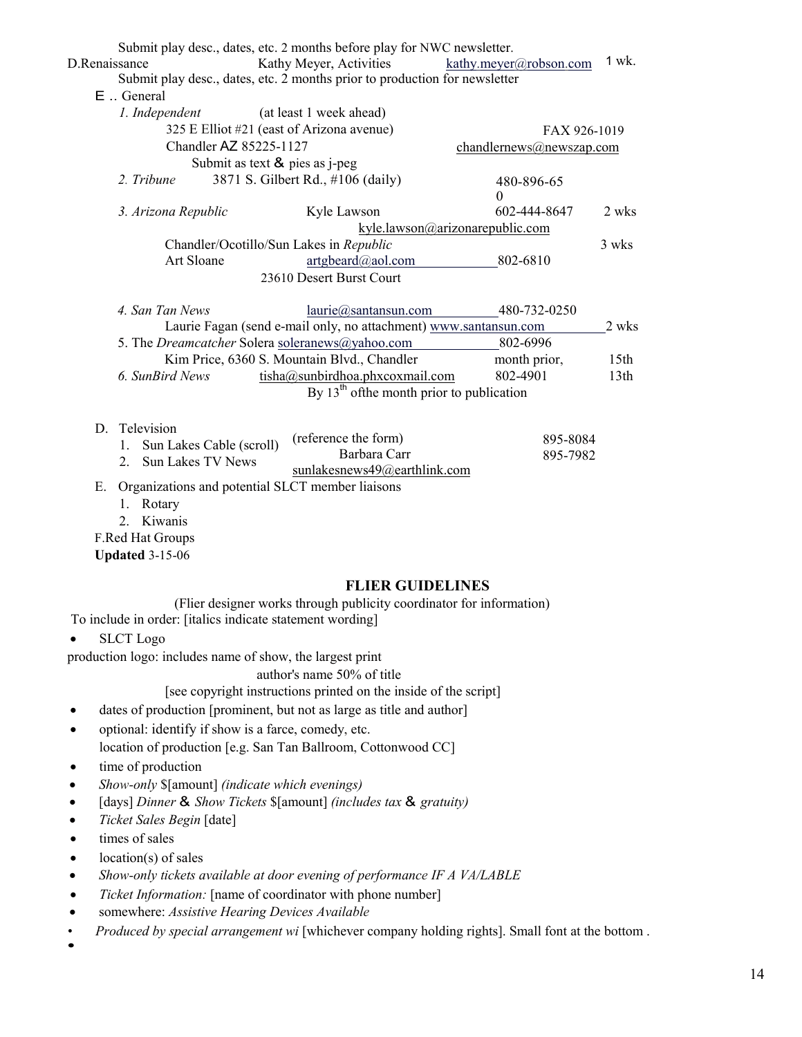Submit play desc., dates, etc. 2 months before play for NWC newsletter.

D.Renaissance — Kathy Meyer, Activities — kathy.meyer@robson.com — 1 wk.

Submit play desc., dates, etc. 2 months prior to production for newsletter

E .. General

1. *Independent* (at least 1 week ahead)
   325 E Elliot #21 (east of Arizona avenue) — FAX 926-1019
   Chandler AZ 85225-1127 — chandlernews@newszap.com
   Submit as text & pies as j-peg
2. *Tribune* 3871 S. Gilbert Rd., #106 (daily) — 480-896-65 0
3. *Arizona Republic* — Kyle Lawson — 602-444-8647 — 2 wks
   kyle.lawson@arizonarepublic.com
   Chandler/Ocotillo/Sun Lakes in *Republic* — 3 wks
   Art Sloane — artgbeard@aol.com — 802-6810
   23610 Desert Burst Court
4. *San Tan News* — laurie@santansun.com — 480-732-0250
   Laurie Fagan (send e-mail only, no attachment) www.santansun.com — 2 wks
5. The *Dreamcatcher* Solera soleranews@yahoo.com — 802-6996
   Kim Price, 6360 S. Mountain Blvd., Chandler — month prior, 15th
6. *SunBird News* — tisha@sunbirdhoa.phxcoxmail.com — 802-4901 — 13th
   By 13th ofthe month prior to publication

D. Television
   1. Sun Lakes Cable (scroll) (reference the form) — 895-8084
   2. Sun Lakes TV News — Barbara Carr — sunlakesnews49@earthlink.com — 895-7982

E. Organizations and potential SLCT member liaisons
   1. Rotary
   2. Kiwanis

F.Red Hat Groups

**Updated** 3-15-06

## FLIER GUIDELINES

(Flier designer works through publicity coordinator for information)

To include in order: [italics indicate statement wording]

- SLCT Logo

production logo: includes name of show, the largest print
author's name 50% of title
[see copyright instructions printed on the inside of the script]

- dates of production [prominent, but not as large as title and author]
- optional: identify if show is a farce, comedy, etc.
  location of production [e.g. San Tan Ballroom, Cottonwood CC]
- time of production
- *Show-only* $[amount] *(indicate which evenings)*
- [days] *Dinner & Show Tickets* $[amount] *(includes tax & gratuity)*
- *Ticket Sales Begin* [date]
- times of sales
- location(s) of sales
- *Show-only tickets available at door evening of performance IF A VA/LABLE*
- *Ticket Information:* [name of coordinator with phone number]
- somewhere: *Assistive Hearing Devices Available*
- *Produced by special arrangement wi* [whichever company holding rights]. Small font at the bottom .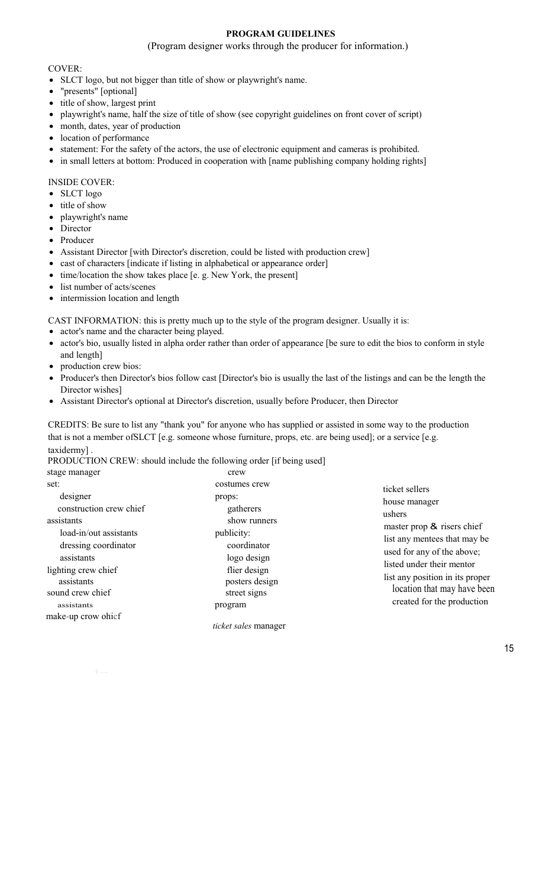# PROGRAM GUIDELINES

(Program designer works through the producer for information.)

COVER:

- SLCT logo, but not bigger than title of show or playwright's name.
- "presents" [optional]
- title of show, largest print
- playwright's name, half the size of title of show (see copyright guidelines on front cover of script)
- month, dates, year of production
- location of performance
- statement: For the safety of the actors, the use of electronic equipment and cameras is prohibited.
- in small letters at bottom: Produced in cooperation with [name publishing company holding rights]

INSIDE COVER:

- SLCT logo
- title of show
- playwright's name
- Director
- Producer
- Assistant Director [with Director's discretion, could be listed with production crew]
- cast of characters [indicate if listing in alphabetical or appearance order]
- time/location the show takes place [e. g. New York, the present]
- list number of acts/scenes
- intermission location and length

CAST INFORMATION: this is pretty much up to the style of the program designer. Usually it is:

- actor's name and the character being played.
- actor's bio, usually listed in alpha order rather than order of appearance [be sure to edit the bios to conform in style and length]
- production crew bios:
- Producer's then Director's bios follow cast [Director's bio is usually the last of the listings and can be the length the Director wishes]
- Assistant Director's optional at Director's discretion, usually before Producer, then Director

CREDITS: Be sure to list any "thank you" for anyone who has supplied or assisted in some way to the production that is not a member ofSLCT [e.g. someone whose furniture, props, etc. are being used]; or a service [e.g. taxidermy] .

PRODUCTION CREW: should include the following order [if being used]

stage manager
set:
- designer
- construction crew chief

assistants
- load-in/out assistants
- dressing coordinator
- assistants

lighting crew chief
- assistants

sound crew chief
- assistants

make-up crow ohicf
- crew

costumes crew
props:
- gatherers
- show runners

publicity:
- coordinator
- logo design
- flier design
- posters design
- street signs

program

*ticket sales* manager

ticket sellers
house manager
ushers
master prop & risers chief
list any mentees that may be used for any of the above; listed under their mentor
list any position in its proper location that may have been created for the production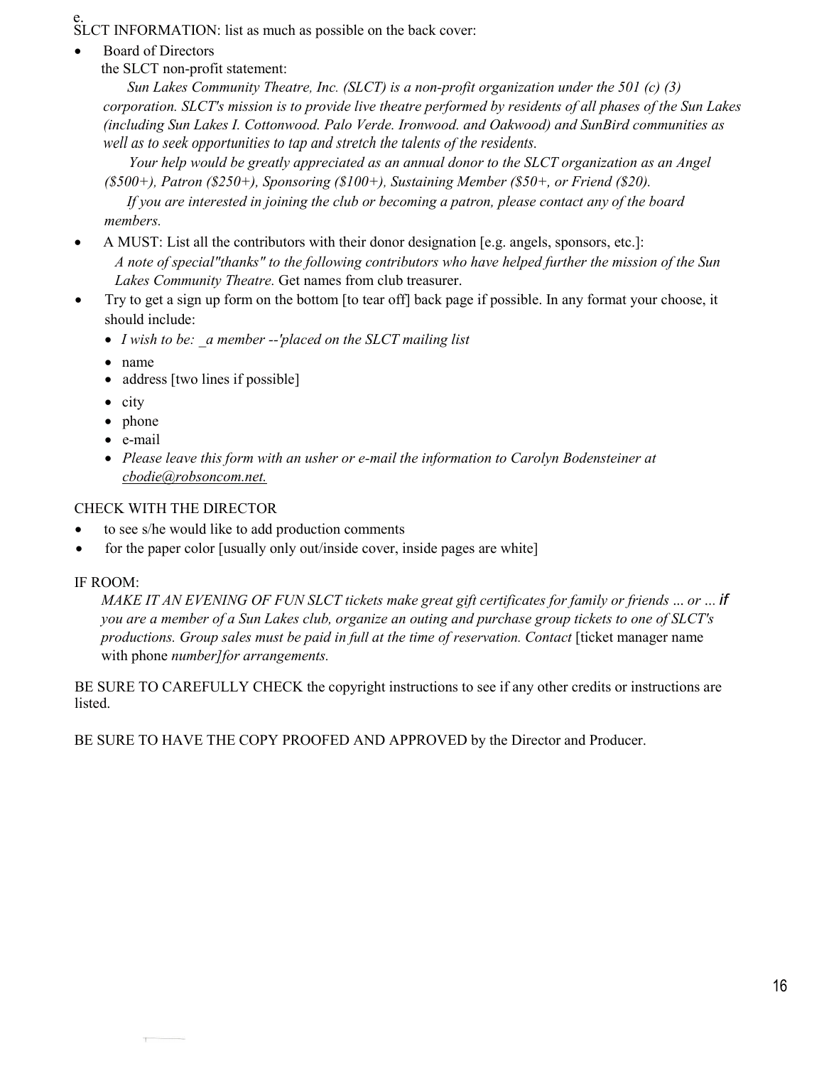e.
SLCT INFORMATION: list as much as possible on the back cover:

- Board of Directors

  the SLCT non-profit statement:

  *Sun Lakes Community Theatre, Inc. (SLCT) is a non-profit organization under the 501 (c) (3) corporation. SLCT's mission is to provide live theatre performed by residents of all phases of the Sun Lakes (including Sun Lakes I. Cottonwood. Palo Verde. Ironwood. and Oakwood) and SunBird communities as well as to seek opportunities to tap and stretch the talents of the residents.*

  *Your help would be greatly appreciated as an annual donor to the SLCT organization as an Angel ($500+), Patron ($250+), Sponsoring ($100+), Sustaining Member ($50+, or Friend ($20).*

  *If you are interested in joining the club or becoming a patron, please contact any of the board members.*

- A MUST: List all the contributors with their donor designation [e.g. angels, sponsors, etc.]:
  *A note of special"thanks" to the following contributors who have helped further the mission of the Sun Lakes Community Theatre.* Get names from club treasurer.
- Try to get a sign up form on the bottom [to tear off] back page if possible. In any format your choose, it should include:
  - *I wish to be: _a member --'placed on the SLCT mailing list*
  - name
  - address [two lines if possible]
  - city
  - phone
  - e-mail
  - *Please leave this form with an usher or e-mail the information to Carolyn Bodensteiner at cbodie@robsoncom.net.*

CHECK WITH THE DIRECTOR

- to see s/he would like to add production comments
- for the paper color [usually only out/inside cover, inside pages are white]

IF ROOM:

*MAKE IT AN EVENING OF FUN SLCT tickets make great gift certificates for family or friends ... or ... if you are a member of a Sun Lakes club, organize an outing and purchase group tickets to one of SLCT's productions. Group sales must be paid in full at the time of reservation. Contact* [ticket manager name with phone *number]for arrangements.*

BE SURE TO CAREFULLY CHECK the copyright instructions to see if any other credits or instructions are listed.

BE SURE TO HAVE THE COPY PROOFED AND APPROVED by the Director and Producer.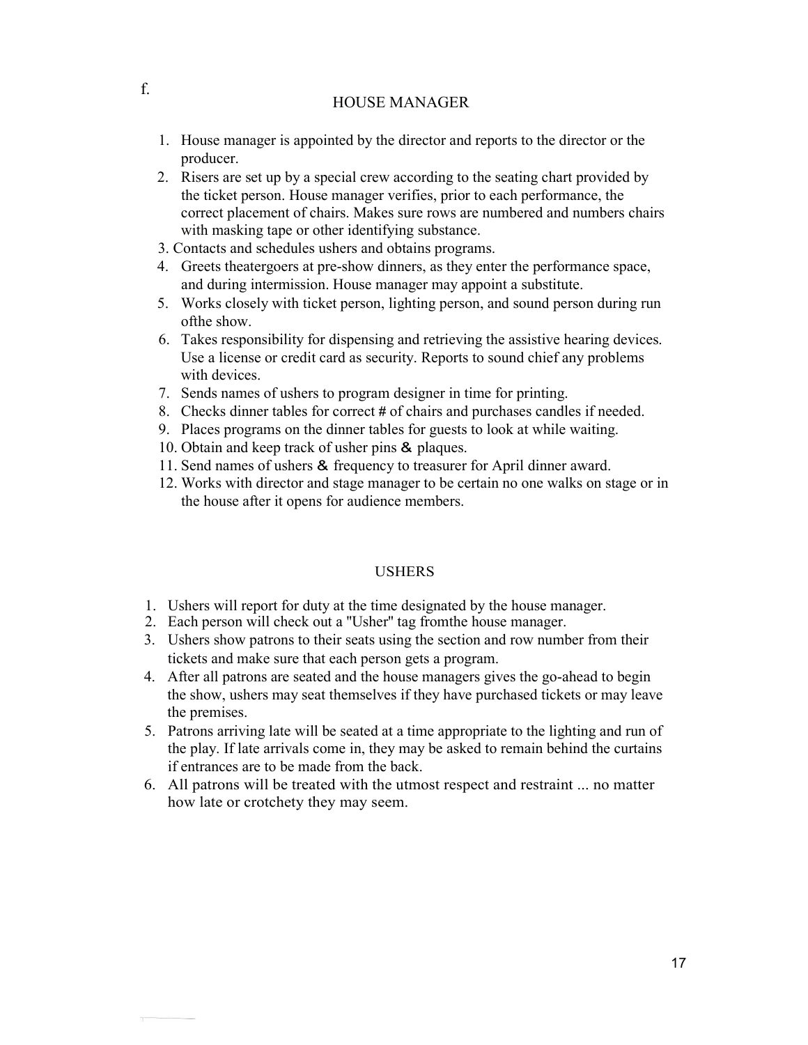f.

## HOUSE MANAGER

1. House manager is appointed by the director and reports to the director or the producer.
2. Risers are set up by a special crew according to the seating chart provided by the ticket person. House manager verifies, prior to each performance, the correct placement of chairs. Makes sure rows are numbered and numbers chairs with masking tape or other identifying substance.
3. Contacts and schedules ushers and obtains programs.
4. Greets theatergoers at pre-show dinners, as they enter the performance space, and during intermission. House manager may appoint a substitute.
5. Works closely with ticket person, lighting person, and sound person during run ofthe show.
6. Takes responsibility for dispensing and retrieving the assistive hearing devices. Use a license or credit card as security. Reports to sound chief any problems with devices.
7. Sends names of ushers to program designer in time for printing.
8. Checks dinner tables for correct # of chairs and purchases candles if needed.
9. Places programs on the dinner tables for guests to look at while waiting.
10. Obtain and keep track of usher pins & plaques.
11. Send names of ushers & frequency to treasurer for April dinner award.
12. Works with director and stage manager to be certain no one walks on stage or in the house after it opens for audience members.

## USHERS

1. Ushers will report for duty at the time designated by the house manager.
2. Each person will check out a "Usher" tag fromthe house manager.
3. Ushers show patrons to their seats using the section and row number from their tickets and make sure that each person gets a program.
4. After all patrons are seated and the house managers gives the go-ahead to begin the show, ushers may seat themselves if they have purchased tickets or may leave the premises.
5. Patrons arriving late will be seated at a time appropriate to the lighting and run of the play. If late arrivals come in, they may be asked to remain behind the curtains if entrances are to be made from the back.
6. All patrons will be treated with the utmost respect and restraint ... no matter how late or crotchety they may seem.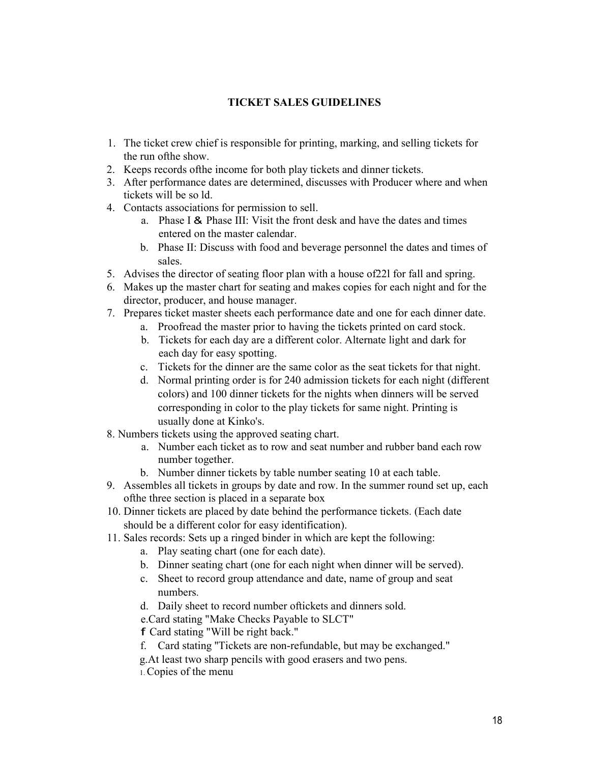## TICKET SALES GUIDELINES

1. The ticket crew chief is responsible for printing, marking, and selling tickets for the run ofthe show.
2. Keeps records ofthe income for both play tickets and dinner tickets.
3. After performance dates are determined, discusses with Producer where and when tickets will be so ld.
4. Contacts associations for permission to sell.
   a. Phase I & Phase III: Visit the front desk and have the dates and times entered on the master calendar.
   b. Phase II: Discuss with food and beverage personnel the dates and times of sales.
5. Advises the director of seating floor plan with a house of22l for fall and spring.
6. Makes up the master chart for seating and makes copies for each night and for the director, producer, and house manager.
7. Prepares ticket master sheets each performance date and one for each dinner date.
   a. Proofread the master prior to having the tickets printed on card stock.
   b. Tickets for each day are a different color. Alternate light and dark for each day for easy spotting.
   c. Tickets for the dinner are the same color as the seat tickets for that night.
   d. Normal printing order is for 240 admission tickets for each night (different colors) and 100 dinner tickets for the nights when dinners will be served corresponding in color to the play tickets for same night. Printing is usually done at Kinko's.
8. Numbers tickets using the approved seating chart.
   a. Number each ticket as to row and seat number and rubber band each row number together.
   b. Number dinner tickets by table number seating 10 at each table.
9. Assembles all tickets in groups by date and row. In the summer round set up, each ofthe three section is placed in a separate box
10. Dinner tickets are placed by date behind the performance tickets. (Each date should be a different color for easy identification).
11. Sales records: Sets up a ringed binder in which are kept the following:
    a. Play seating chart (one for each date).
    b. Dinner seating chart (one for each night when dinner will be served).
    c. Sheet to record group attendance and date, name of group and seat numbers.
    d. Daily sheet to record number oftickets and dinners sold.
    e. Card stating "Make Checks Payable to SLCT"
    f Card stating "Will be right back."
    f. Card stating "Tickets are non-refundable, but may be exchanged."
    g. At least two sharp pencils with good erasers and two pens.
    1. Copies of the menu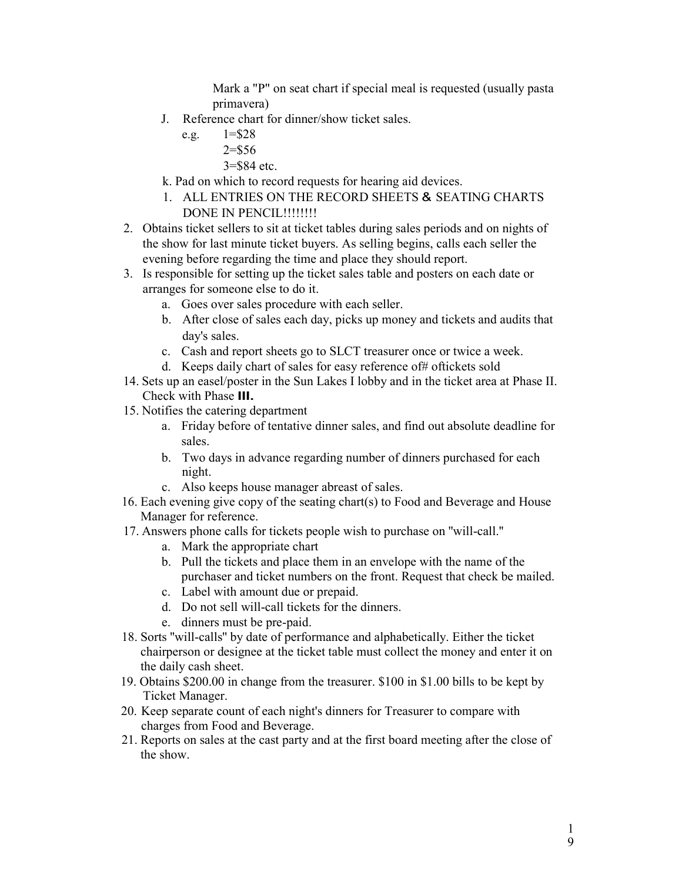Mark a "P" on seat chart if special meal is requested (usually pasta primavera)

J. Reference chart for dinner/show ticket sales.

   e.g. 1=$28
   
   2=$56
   
   3=$84 etc.

k. Pad on which to record requests for hearing aid devices.

1. ALL ENTRIES ON THE RECORD SHEETS & SEATING CHARTS DONE IN PENCIL!!!!!!!!

2. Obtains ticket sellers to sit at ticket tables during sales periods and on nights of the show for last minute ticket buyers. As selling begins, calls each seller the evening before regarding the time and place they should report.
3. Is responsible for setting up the ticket sales table and posters on each date or arranges for someone else to do it.
   a. Goes over sales procedure with each seller.
   b. After close of sales each day, picks up money and tickets and audits that day's sales.
   c. Cash and report sheets go to SLCT treasurer once or twice a week.
   d. Keeps daily chart of sales for easy reference of# oftickets sold

14. Sets up an easel/poster in the Sun Lakes I lobby and in the ticket area at Phase II. Check with Phase **III.**
15. Notifies the catering department
    a. Friday before of tentative dinner sales, and find out absolute deadline for sales.
    b. Two days in advance regarding number of dinners purchased for each night.
    c. Also keeps house manager abreast of sales.
16. Each evening give copy of the seating chart(s) to Food and Beverage and House Manager for reference.
17. Answers phone calls for tickets people wish to purchase on "will-call."
    a. Mark the appropriate chart
    b. Pull the tickets and place them in an envelope with the name of the purchaser and ticket numbers on the front. Request that check be mailed.
    c. Label with amount due or prepaid.
    d. Do not sell will-call tickets for the dinners.
    e. dinners must be pre-paid.
18. Sorts "will-calls" by date of performance and alphabetically. Either the ticket chairperson or designee at the ticket table must collect the money and enter it on the daily cash sheet.
19. Obtains $200.00 in change from the treasurer. $100 in $1.00 bills to be kept by Ticket Manager.
20. Keep separate count of each night's dinners for Treasurer to compare with charges from Food and Beverage.
21. Reports on sales at the cast party and at the first board meeting after the close of the show.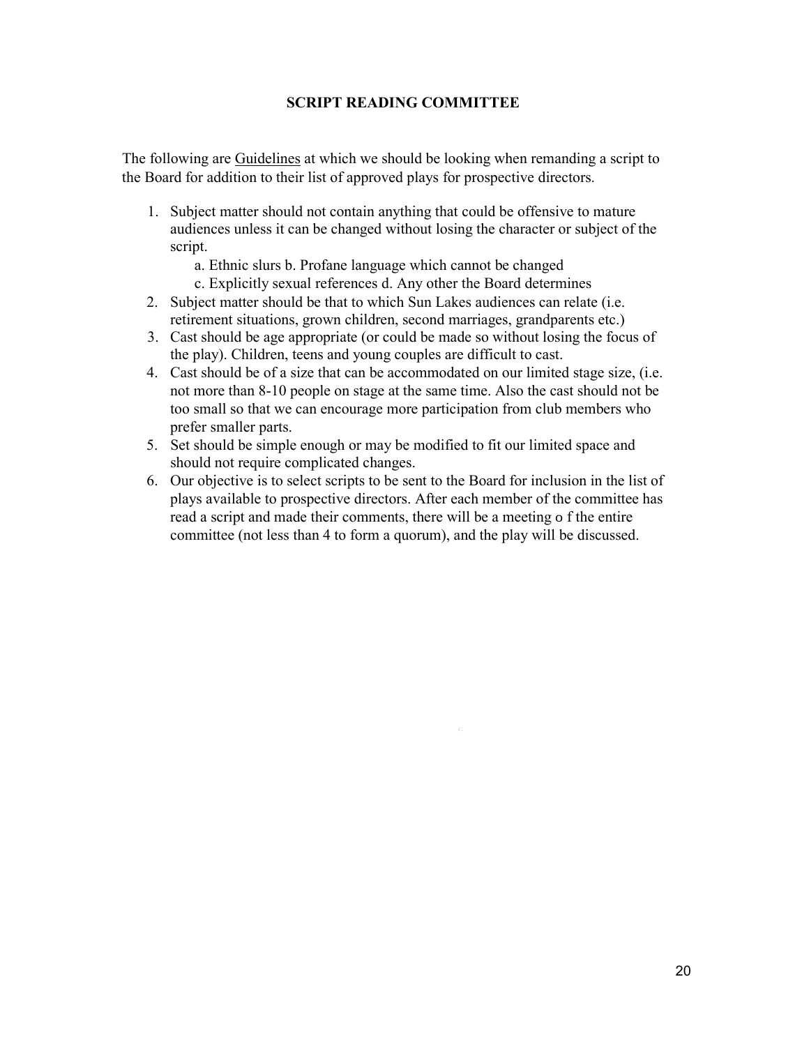**SCRIPT READING COMMITTEE**

The following are <u>Guidelines</u> at which we should be looking when remanding a script to the Board for addition to their list of approved plays for prospective directors.

1. Subject matter should not contain anything that could be offensive to mature audiences unless it can be changed without losing the character or subject of the script.
   a. Ethnic slurs b. Profane language which cannot be changed
   c. Explicitly sexual references d. Any other the Board determines
2. Subject matter should be that to which Sun Lakes audiences can relate (i.e. retirement situations, grown children, second marriages, grandparents etc.)
3. Cast should be age appropriate (or could be made so without losing the focus of the play). Children, teens and young couples are difficult to cast.
4. Cast should be of a size that can be accommodated on our limited stage size, (i.e. not more than 8-10 people on stage at the same time. Also the cast should not be too small so that we can encourage more participation from club members who prefer smaller parts.
5. Set should be simple enough or may be modified to fit our limited space and should not require complicated changes.
6. Our objective is to select scripts to be sent to the Board for inclusion in the list of plays available to prospective directors. After each member of the committee has read a script and made their comments, there will be a meeting o f the entire committee (not less than 4 to form a quorum), and the play will be discussed.